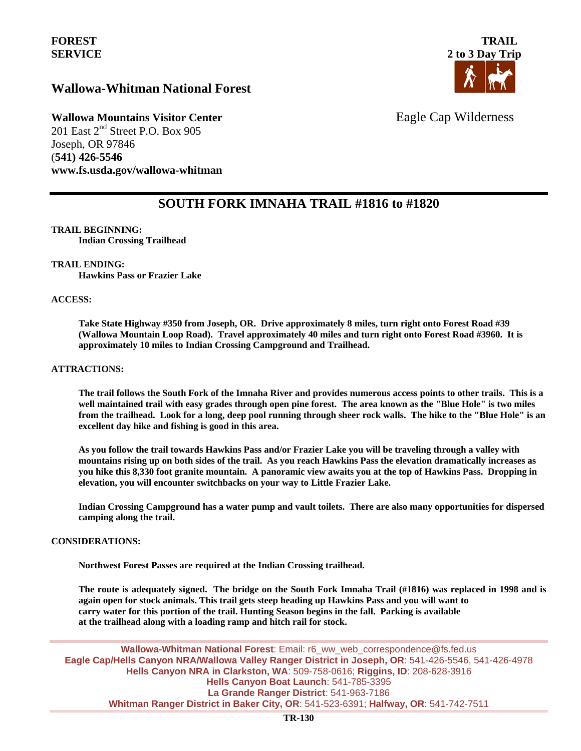**FOREST SERVICE**

**TRAIL**
**2 to 3 Day Trip**

## Wallowa-Whitman National Forest

**Wallowa Mountains Visitor Center**
201 East 2nd Street P.O. Box 905
Joseph, OR 97846
(**541) 426-5546**
**www.fs.usda.gov/wallowa-whitman**

Eagle Cap Wilderness

# SOUTH FORK IMNAHA TRAIL #1816 to #1820

**TRAIL BEGINNING:**

**Indian Crossing Trailhead**

**TRAIL ENDING:**

**Hawkins Pass or Frazier Lake**

**ACCESS:**

**Take State Highway #350 from Joseph, OR. Drive approximately 8 miles, turn right onto Forest Road #39 (Wallowa Mountain Loop Road). Travel approximately 40 miles and turn right onto Forest Road #3960. It is approximately 10 miles to Indian Crossing Campground and Trailhead.**

**ATTRACTIONS:**

**The trail follows the South Fork of the Imnaha River and provides numerous access points to other trails. This is a well maintained trail with easy grades through open pine forest. The area known as the "Blue Hole" is two miles from the trailhead. Look for a long, deep pool running through sheer rock walls. The hike to the "Blue Hole" is an excellent day hike and fishing is good in this area.**

**As you follow the trail towards Hawkins Pass and/or Frazier Lake you will be traveling through a valley with mountains rising up on both sides of the trail. As you reach Hawkins Pass the elevation dramatically increases as you hike this 8,330 foot granite mountain. A panoramic view awaits you at the top of Hawkins Pass. Dropping in elevation, you will encounter switchbacks on your way to Little Frazier Lake.**

**Indian Crossing Campground has a water pump and vault toilets. There are also many opportunities for dispersed camping along the trail.**

**CONSIDERATIONS:**

**Northwest Forest Passes are required at the Indian Crossing trailhead.**

**The route is adequately signed. The bridge on the South Fork Imnaha Trail (#1816) was replaced in 1998 and is again open for stock animals. This trail gets steep heading up Hawkins Pass and you will want to carry water for this portion of the trail. Hunting Season begins in the fall. Parking is available at the trailhead along with a loading ramp and hitch rail for stock.**

---

**Wallowa-Whitman National Forest**: Email: r6_ww_web_correspondence@fs.fed.us
**Eagle Cap/Hells Canyon NRA/Wallowa Valley Ranger District in Joseph, OR**: 541-426-5546, 541-426-4978
**Hells Canyon NRA in Clarkston, WA**: 509-758-0616; **Riggins, ID**: 208-628-3916
**Hells Canyon Boat Launch**: 541-785-3395
**La Grande Ranger District**: 541-963-7186
**Whitman Ranger District in Baker City, OR**: 541-523-6391; **Halfway, OR**: 541-742-7511

**TR-130**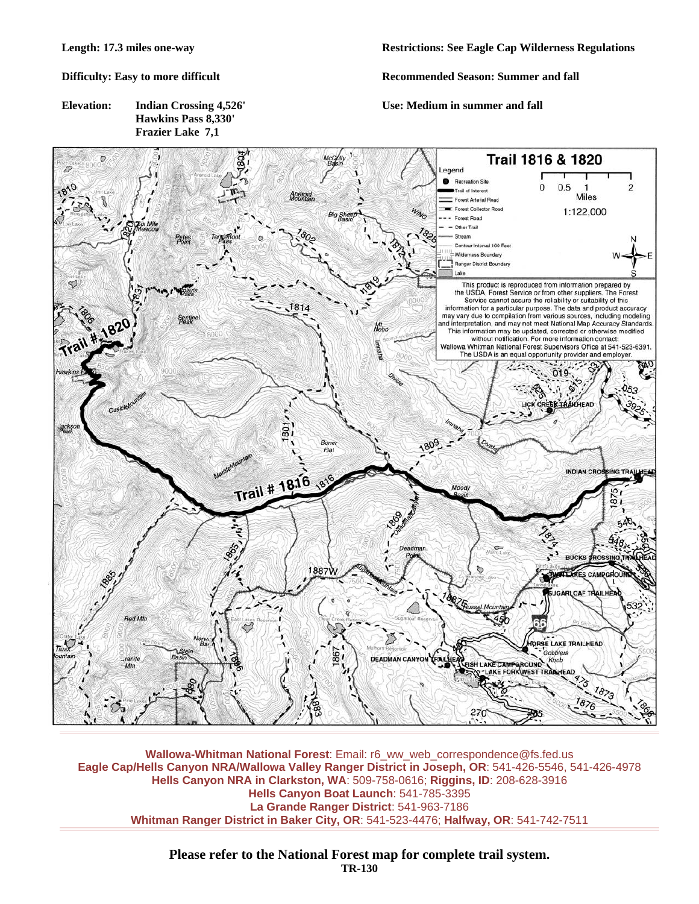Length: 17.3 miles one-way

Difficulty: Easy to more difficult

Elevation: Indian Crossing 4,526'
Hawkins Pass 8,330'
Frazier Lake 7,1

Restrictions: See Eagle Cap Wilderness Regulations

Recommended Season: Summer and fall

Use: Medium in summer and fall

Trail 1816 & 1820

Legend
Recreation Site
Trail of Interest
Forest Arterial Road
Forest Collector Road
Forest Road
Other Trail
Stream
Contour Interval 100 Feet
Wilderness Boundary
Ranger District Boundary
Lake

0 0.5 1 2
Miles
1:122,000

N
W E
S

This product is reproduced from information prepared by the USDA, Forest Service or from other suppliers. The Forest Service cannot assure the reliability or suitability of this information for a particular purpose. The data and product accuracy may vary due to compilation from various sources, including modeling and interpretation, and may not meet National Map Accuracy Standards. This information may be updated, corrected or otherwise modified without notification. For more information contact: Wallowa Whitman National Forest Supervisors Office at 541-523-6391. The USDA is an equal opportunity provider and employer.

Trail # 1820
Trail # 1816
INDIAN CROSSING TRAILHEAD
LICK CREEK TRAILHEAD
BUCKS CROSSING TRAILHEAD
TWIN LAKES CAMPGROUND
SUGARLOAF TRAILHEAD
HORSE LAKE TRAILHEAD
DEADMAN CANYON TRAILHEAD
FISH LAKE CAMPGROUND
LAKE FORK WEST TRAILHEAD

**Wallowa-Whitman National Forest**: Email: r6_ww_web_correspondence@fs.fed.us
**Eagle Cap/Hells Canyon NRA/Wallowa Valley Ranger District in Joseph, OR**: 541-426-5546, 541-426-4978
**Hells Canyon NRA in Clarkston, WA**: 509-758-0616; **Riggins, ID**: 208-628-3916
**Hells Canyon Boat Launch**: 541-785-3395
**La Grande Ranger District**: 541-963-7186
**Whitman Ranger District in Baker City, OR**: 541-523-4476; **Halfway, OR**: 541-742-7511

**Please refer to the National Forest map for complete trail system.**

**TR-130**